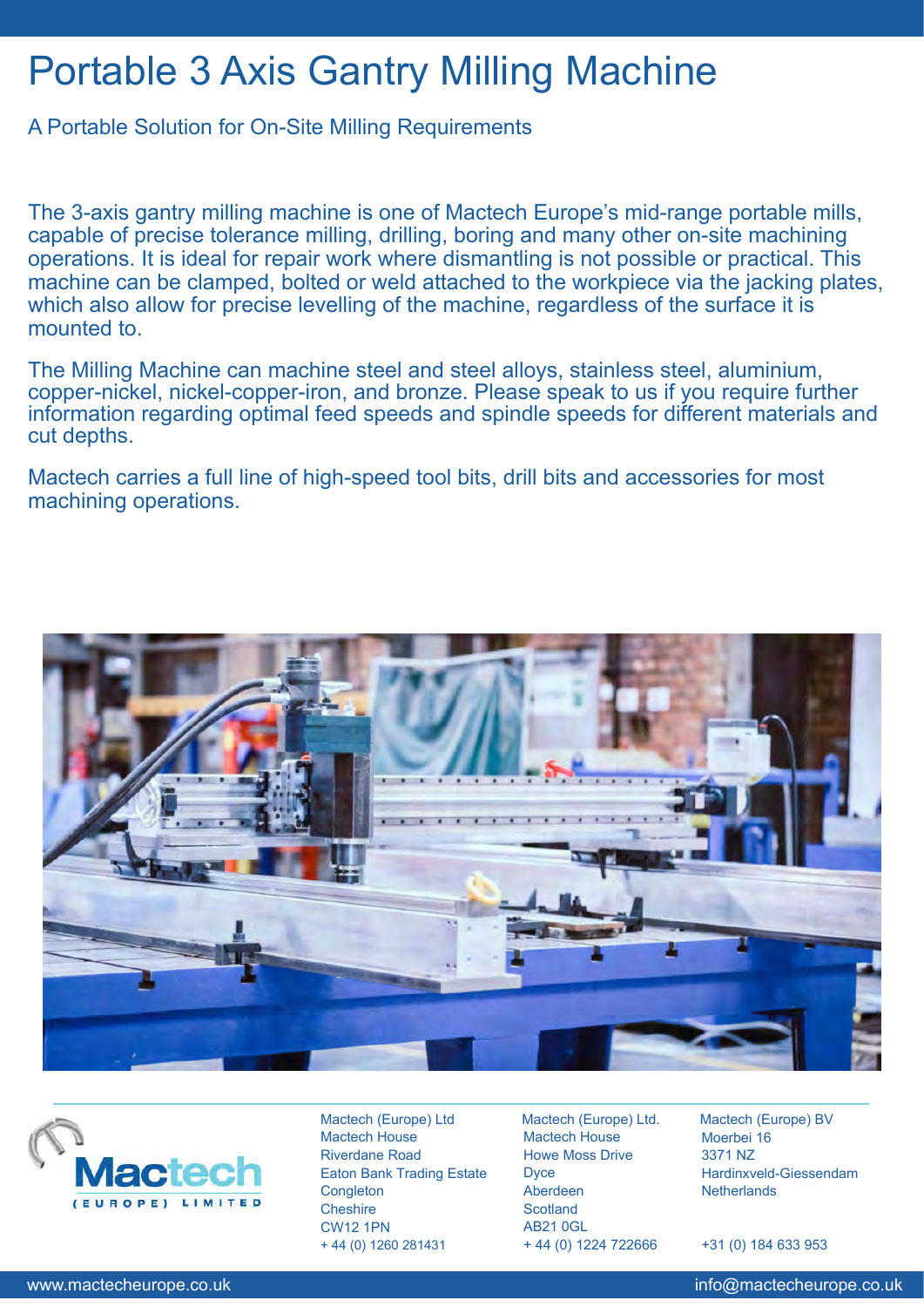# Portable 3 Axis Gantry Milling Machine

A Portable Solution for On-Site Milling Requirements

The 3-axis gantry milling machine is one of Mactech Europe's mid-range portable mills, capable of precise tolerance milling, drilling, boring and many other on-site machining operations. It is ideal for repair work where dismantling is not possible or practical. This machine can be clamped, bolted or weld attached to the workpiece via the jacking plates, which also allow for precise levelling of the machine, regardless of the surface it is mounted to.

The Milling Machine can machine steel and steel alloys, stainless steel, aluminium, copper-nickel, nickel-copper-iron, and bronze. Please speak to us if you require further information regarding optimal feed speeds and spindle speeds for different materials and cut depths.

Mactech carries a full line of high-speed tool bits, drill bits and accessories for most machining operations.

Mactech (Europe) Ltd
Mactech House
Riverdane Road
Eaton Bank Trading Estate
Congleton
Cheshire
CW12 1PN
+ 44 (0) 1260 281431

Mactech (Europe) Ltd.
Mactech House
Howe Moss Drive
Dyce
Aberdeen
Scotland
AB21 0GL
+ 44 (0) 1224 722666

Mactech (Europe) BV
Moerbei 16
3371 NZ
Hardinxveld-Giessendam
Netherlands
+31 (0) 184 633 953

www.mactecheurope.co.uk
info@mactecheurope.co.uk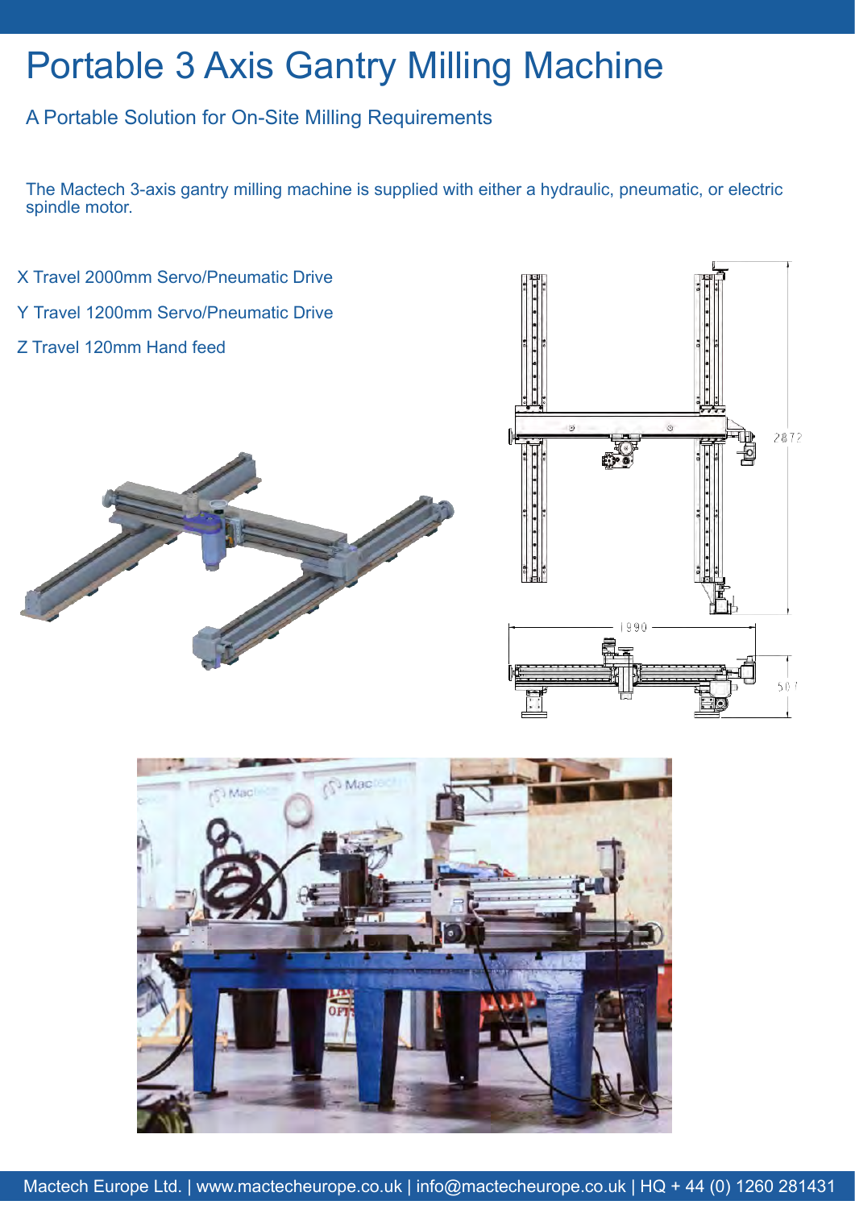# Portable 3 Axis Gantry Milling Machine

## A Portable Solution for On-Site Milling Requirements

The Mactech 3-axis gantry milling machine is supplied with either a hydraulic, pneumatic, or electric spindle motor.

X Travel 2000mm Servo/Pneumatic Drive

Y Travel 1200mm Servo/Pneumatic Drive

Z Travel 120mm Hand feed

2872

1990

507

Mactech Europe Ltd. | www.mactecheurope.co.uk | info@mactecheurope.co.uk | HQ + 44 (0) 1260 281431